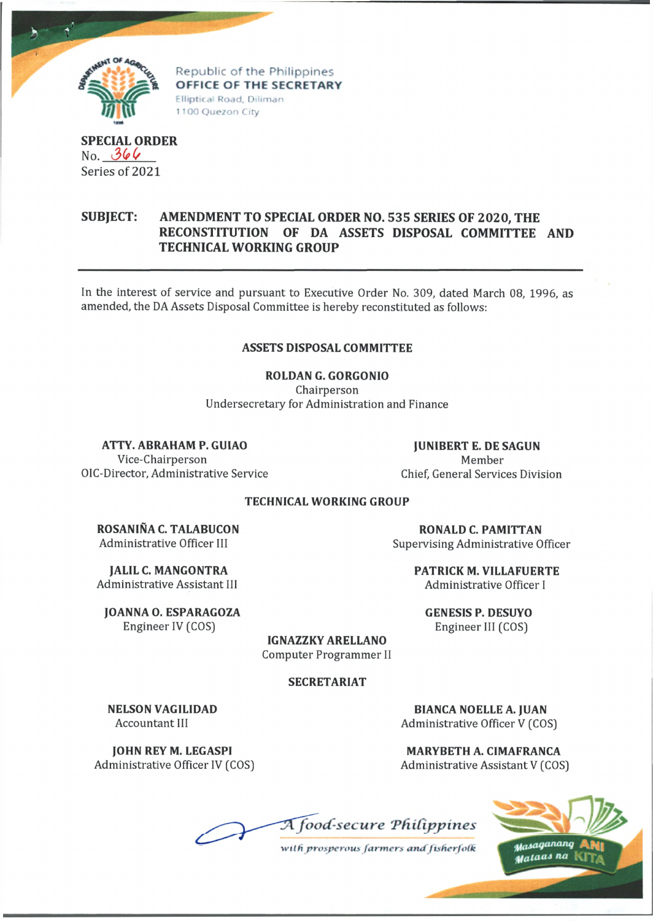Republic of the Philippines
**OFFICE OF THE SECRETARY**
Elliptical Road, Diliman
1100 Quezon City

**SPECIAL ORDER**
No. 366
Series of 2021

**SUBJECT: AMENDMENT TO SPECIAL ORDER NO. 535 SERIES OF 2020, THE RECONSTITUTION OF DA ASSETS DISPOSAL COMMITTEE AND TECHNICAL WORKING GROUP**

---

In the interest of service and pursuant to Executive Order No. 309, dated March 08, 1996, as amended, the DA Assets Disposal Committee is hereby reconstituted as follows:

## ASSETS DISPOSAL COMMITTEE

**ROLDAN G. GORGONIO**
Chairperson
Undersecretary for Administration and Finance

**ATTY. ABRAHAM P. GUIAO**
Vice-Chairperson
OIC-Director, Administrative Service

**JUNIBERT E. DE SAGUN**
Member
Chief, General Services Division

## TECHNICAL WORKING GROUP

**ROSANIÑA C. TALABUCON**
Administrative Officer III

**RONALD C. PAMITTAN**
Supervising Administrative Officer

**JALIL C. MANGONTRA**
Administrative Assistant III

**PATRICK M. VILLAFUERTE**
Administrative Officer I

**JOANNA O. ESPARAGOZA**
Engineer IV (COS)

**GENESIS P. DESUYO**
Engineer III (COS)

**IGNAZZKY ARELLANO**
Computer Programmer II

## SECRETARIAT

**NELSON VAGILIDAD**
Accountant III

**BIANCA NOELLE A. JUAN**
Administrative Officer V (COS)

**JOHN REY M. LEGASPI**
Administrative Officer IV (COS)

**MARYBETH A. CIMAFRANCA**
Administrative Assistant V (COS)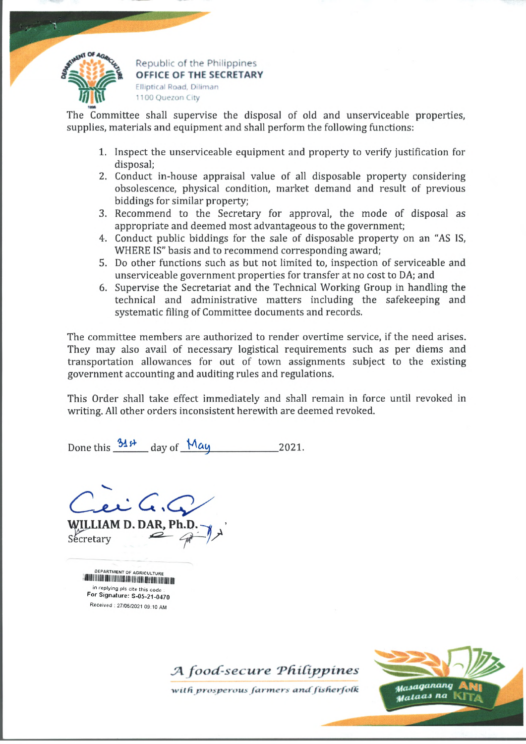Republic of the Philippines
**OFFICE OF THE SECRETARY**
Elliptical Road, Diliman
1100 Quezon City

The Committee shall supervise the disposal of old and unserviceable properties, supplies, materials and equipment and shall perform the following functions:

1. Inspect the unserviceable equipment and property to verify justification for disposal;
2. Conduct in-house appraisal value of all disposable property considering obsolescence, physical condition, market demand and result of previous biddings for similar property;
3. Recommend to the Secretary for approval, the mode of disposal as appropriate and deemed most advantageous to the government;
4. Conduct public biddings for the sale of disposable property on an "AS IS, WHERE IS" basis and to recommend corresponding award;
5. Do other functions such as but not limited to, inspection of serviceable and unserviceable government properties for transfer at no cost to DA; and
6. Supervise the Secretariat and the Technical Working Group in handling the technical and administrative matters including the safekeeping and systematic filing of Committee documents and records.

The committee members are authorized to render overtime service, if the need arises. They may also avail of necessary logistical requirements such as per diems and transportation allowances for out of town assignments subject to the existing government accounting and auditing rules and regulations.

This Order shall take effect immediately and shall remain in force until revoked in writing. All other orders inconsistent herewith are deemed revoked.

Done this 31st day of May 2021.

**WILLIAM D. DAR, Ph.D.**
Secretary

DEPARTMENT OF AGRICULTURE
in replying pls cite this code
For Signature: S-05-21-0470
Received : 27/05/2021 09:10 AM

*A food-secure Philippines*
*with prosperous farmers and fisherfolk*

Masaganang ANI Mataas na KITA